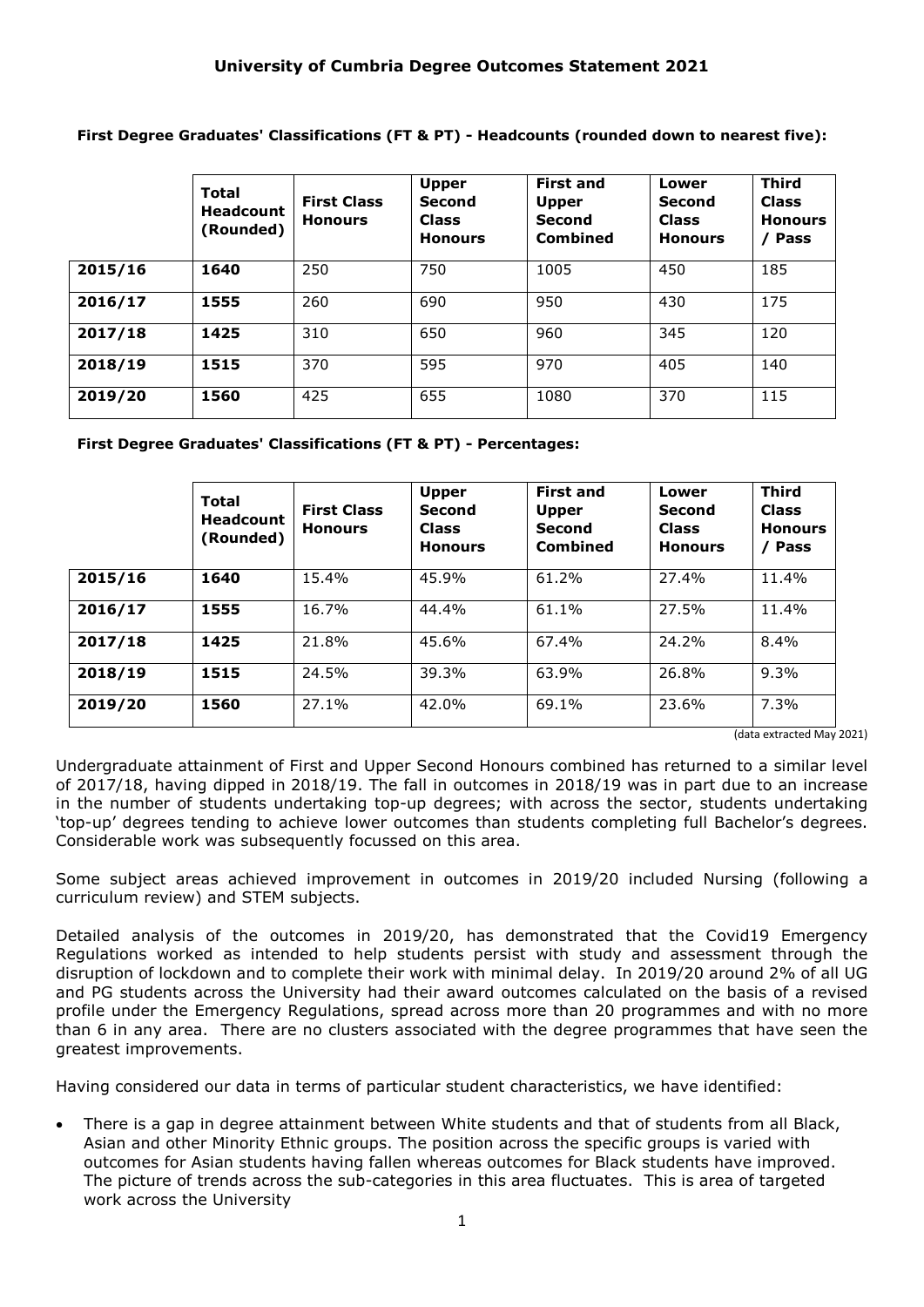# University of Cumbria Degree Outcomes Statement 2021

**First Degree Graduates' Classifications (FT & PT) - Headcounts (rounded down to nearest five):**

| | Total Headcount (Rounded) | First Class Honours | Upper Second Class Honours | First and Upper Second Combined | Lower Second Class Honours | Third Class Honours / Pass |
|---|---|---|---|---|---|---|
| **2015/16** | **1640** | 250 | 750 | 1005 | 450 | 185 |
| **2016/17** | **1555** | 260 | 690 | 950 | 430 | 175 |
| **2017/18** | **1425** | 310 | 650 | 960 | 345 | 120 |
| **2018/19** | **1515** | 370 | 595 | 970 | 405 | 140 |
| **2019/20** | **1560** | 425 | 655 | 1080 | 370 | 115 |

**First Degree Graduates' Classifications (FT & PT) - Percentages:**

| | Total Headcount (Rounded) | First Class Honours | Upper Second Class Honours | First and Upper Second Combined | Lower Second Class Honours | Third Class Honours / Pass |
|---|---|---|---|---|---|---|
| **2015/16** | **1640** | 15.4% | 45.9% | 61.2% | 27.4% | 11.4% |
| **2016/17** | **1555** | 16.7% | 44.4% | 61.1% | 27.5% | 11.4% |
| **2017/18** | **1425** | 21.8% | 45.6% | 67.4% | 24.2% | 8.4% |
| **2018/19** | **1515** | 24.5% | 39.3% | 63.9% | 26.8% | 9.3% |
| **2019/20** | **1560** | 27.1% | 42.0% | 69.1% | 23.6% | 7.3% |

(data extracted May 2021)

Undergraduate attainment of First and Upper Second Honours combined has returned to a similar level of 2017/18, having dipped in 2018/19. The fall in outcomes in 2018/19 was in part due to an increase in the number of students undertaking top-up degrees; with across the sector, students undertaking 'top-up' degrees tending to achieve lower outcomes than students completing full Bachelor's degrees. Considerable work was subsequently focussed on this area.

Some subject areas achieved improvement in outcomes in 2019/20 included Nursing (following a curriculum review) and STEM subjects.

Detailed analysis of the outcomes in 2019/20, has demonstrated that the Covid19 Emergency Regulations worked as intended to help students persist with study and assessment through the disruption of lockdown and to complete their work with minimal delay. In 2019/20 around 2% of all UG and PG students across the University had their award outcomes calculated on the basis of a revised profile under the Emergency Regulations, spread across more than 20 programmes and with no more than 6 in any area. There are no clusters associated with the degree programmes that have seen the greatest improvements.

Having considered our data in terms of particular student characteristics, we have identified:

- There is a gap in degree attainment between White students and that of students from all Black, Asian and other Minority Ethnic groups. The position across the specific groups is varied with outcomes for Asian students having fallen whereas outcomes for Black students have improved. The picture of trends across the sub-categories in this area fluctuates. This is area of targeted work across the University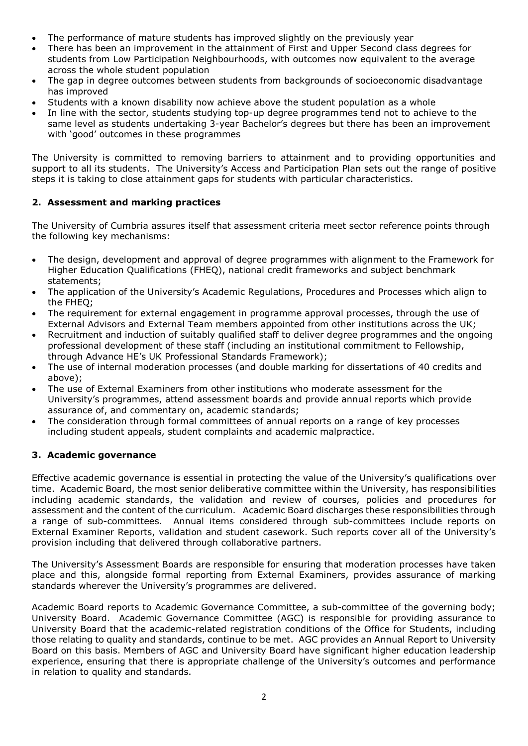- The performance of mature students has improved slightly on the previously year
- There has been an improvement in the attainment of First and Upper Second class degrees for students from Low Participation Neighbourhoods, with outcomes now equivalent to the average across the whole student population
- The gap in degree outcomes between students from backgrounds of socioeconomic disadvantage has improved
- Students with a known disability now achieve above the student population as a whole
- In line with the sector, students studying top-up degree programmes tend not to achieve to the same level as students undertaking 3-year Bachelor's degrees but there has been an improvement with 'good' outcomes in these programmes

The University is committed to removing barriers to attainment and to providing opportunities and support to all its students. The University's Access and Participation Plan sets out the range of positive steps it is taking to close attainment gaps for students with particular characteristics.

## 2. Assessment and marking practices

The University of Cumbria assures itself that assessment criteria meet sector reference points through the following key mechanisms:

- The design, development and approval of degree programmes with alignment to the Framework for Higher Education Qualifications (FHEQ), national credit frameworks and subject benchmark statements;
- The application of the University's Academic Regulations, Procedures and Processes which align to the FHEQ;
- The requirement for external engagement in programme approval processes, through the use of External Advisors and External Team members appointed from other institutions across the UK;
- Recruitment and induction of suitably qualified staff to deliver degree programmes and the ongoing professional development of these staff (including an institutional commitment to Fellowship, through Advance HE's UK Professional Standards Framework);
- The use of internal moderation processes (and double marking for dissertations of 40 credits and above);
- The use of External Examiners from other institutions who moderate assessment for the University's programmes, attend assessment boards and provide annual reports which provide assurance of, and commentary on, academic standards;
- The consideration through formal committees of annual reports on a range of key processes including student appeals, student complaints and academic malpractice.

## 3. Academic governance

Effective academic governance is essential in protecting the value of the University's qualifications over time. Academic Board, the most senior deliberative committee within the University, has responsibilities including academic standards, the validation and review of courses, policies and procedures for assessment and the content of the curriculum. Academic Board discharges these responsibilities through a range of sub-committees. Annual items considered through sub-committees include reports on External Examiner Reports, validation and student casework. Such reports cover all of the University's provision including that delivered through collaborative partners.

The University's Assessment Boards are responsible for ensuring that moderation processes have taken place and this, alongside formal reporting from External Examiners, provides assurance of marking standards wherever the University's programmes are delivered.

Academic Board reports to Academic Governance Committee, a sub-committee of the governing body; University Board. Academic Governance Committee (AGC) is responsible for providing assurance to University Board that the academic-related registration conditions of the Office for Students, including those relating to quality and standards, continue to be met. AGC provides an Annual Report to University Board on this basis. Members of AGC and University Board have significant higher education leadership experience, ensuring that there is appropriate challenge of the University's outcomes and performance in relation to quality and standards.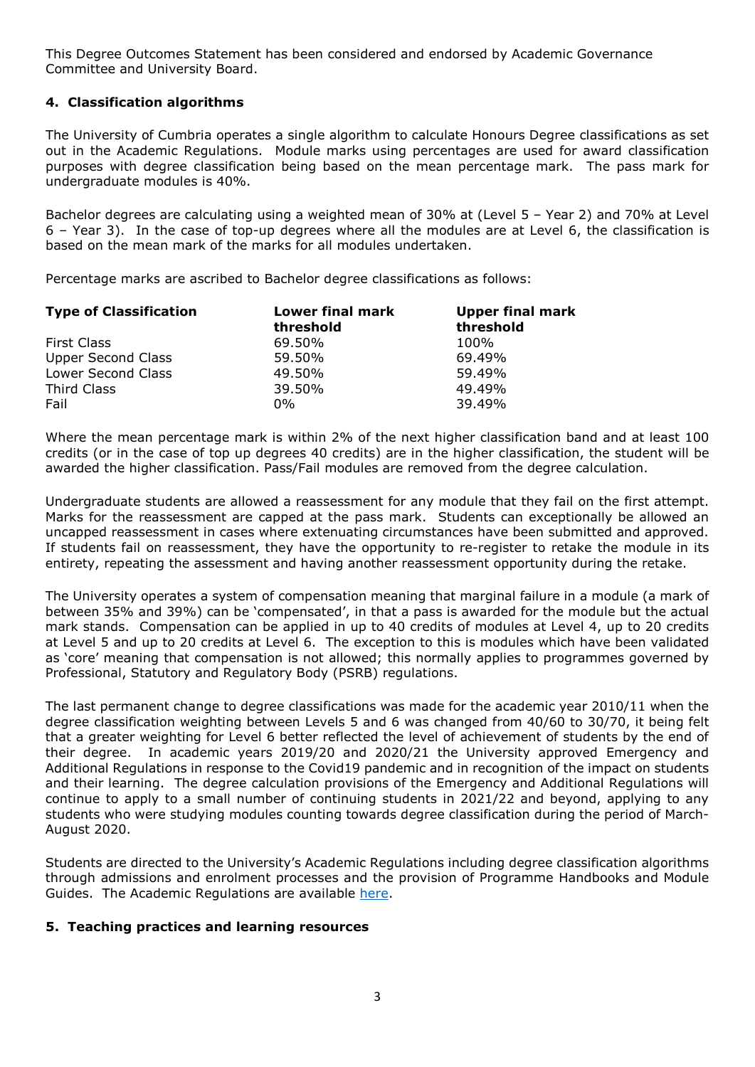This Degree Outcomes Statement has been considered and endorsed by Academic Governance Committee and University Board.

## 4. Classification algorithms

The University of Cumbria operates a single algorithm to calculate Honours Degree classifications as set out in the Academic Regulations. Module marks using percentages are used for award classification purposes with degree classification being based on the mean percentage mark. The pass mark for undergraduate modules is 40%.

Bachelor degrees are calculating using a weighted mean of 30% at (Level 5 – Year 2) and 70% at Level 6 – Year 3). In the case of top-up degrees where all the modules are at Level 6, the classification is based on the mean mark of the marks for all modules undertaken.

Percentage marks are ascribed to Bachelor degree classifications as follows:

| Type of Classification | Lower final mark threshold | Upper final mark threshold |
|---|---|---|
| First Class | 69.50% | 100% |
| Upper Second Class | 59.50% | 69.49% |
| Lower Second Class | 49.50% | 59.49% |
| Third Class | 39.50% | 49.49% |
| Fail | 0% | 39.49% |

Where the mean percentage mark is within 2% of the next higher classification band and at least 100 credits (or in the case of top up degrees 40 credits) are in the higher classification, the student will be awarded the higher classification. Pass/Fail modules are removed from the degree calculation.

Undergraduate students are allowed a reassessment for any module that they fail on the first attempt. Marks for the reassessment are capped at the pass mark. Students can exceptionally be allowed an uncapped reassessment in cases where extenuating circumstances have been submitted and approved. If students fail on reassessment, they have the opportunity to re-register to retake the module in its entirety, repeating the assessment and having another reassessment opportunity during the retake.

The University operates a system of compensation meaning that marginal failure in a module (a mark of between 35% and 39%) can be 'compensated', in that a pass is awarded for the module but the actual mark stands. Compensation can be applied in up to 40 credits of modules at Level 4, up to 20 credits at Level 5 and up to 20 credits at Level 6. The exception to this is modules which have been validated as 'core' meaning that compensation is not allowed; this normally applies to programmes governed by Professional, Statutory and Regulatory Body (PSRB) regulations.

The last permanent change to degree classifications was made for the academic year 2010/11 when the degree classification weighting between Levels 5 and 6 was changed from 40/60 to 30/70, it being felt that a greater weighting for Level 6 better reflected the level of achievement of students by the end of their degree. In academic years 2019/20 and 2020/21 the University approved Emergency and Additional Regulations in response to the Covid19 pandemic and in recognition of the impact on students and their learning. The degree calculation provisions of the Emergency and Additional Regulations will continue to apply to a small number of continuing students in 2021/22 and beyond, applying to any students who were studying modules counting towards degree classification during the period of March-August 2020.

Students are directed to the University's Academic Regulations including degree classification algorithms through admissions and enrolment processes and the provision of Programme Handbooks and Module Guides. The Academic Regulations are available here.

## 5. Teaching practices and learning resources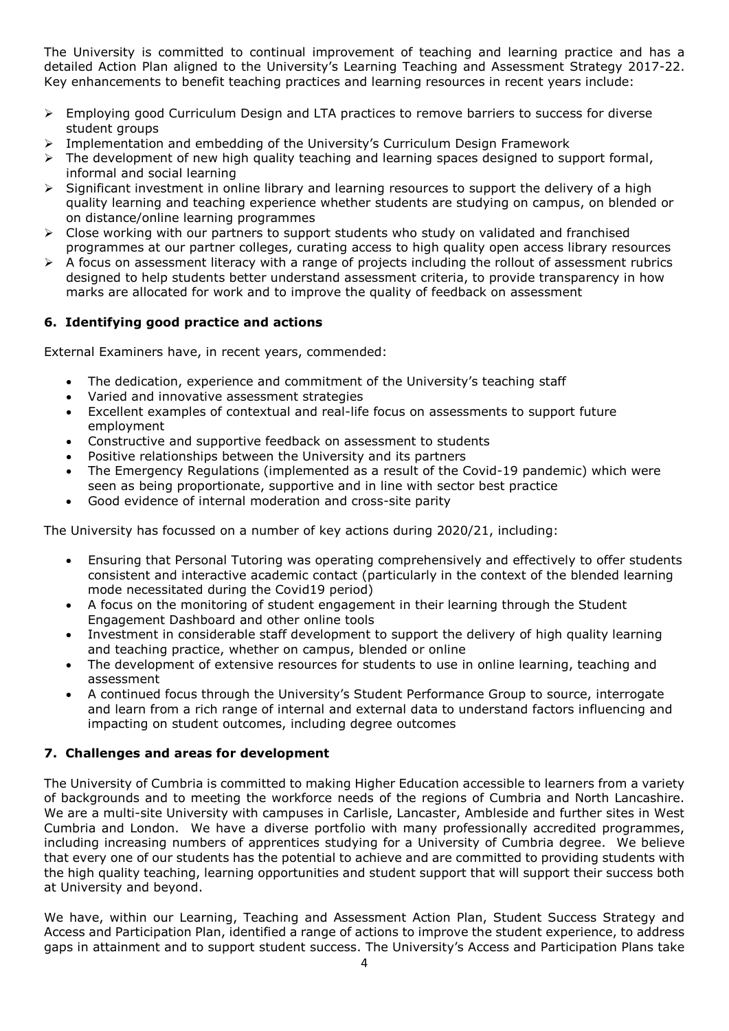The University is committed to continual improvement of teaching and learning practice and has a detailed Action Plan aligned to the University's Learning Teaching and Assessment Strategy 2017-22. Key enhancements to benefit teaching practices and learning resources in recent years include:

- Employing good Curriculum Design and LTA practices to remove barriers to success for diverse student groups
- Implementation and embedding of the University's Curriculum Design Framework
- The development of new high quality teaching and learning spaces designed to support formal, informal and social learning
- Significant investment in online library and learning resources to support the delivery of a high quality learning and teaching experience whether students are studying on campus, on blended or on distance/online learning programmes
- Close working with our partners to support students who study on validated and franchised programmes at our partner colleges, curating access to high quality open access library resources
- A focus on assessment literacy with a range of projects including the rollout of assessment rubrics designed to help students better understand assessment criteria, to provide transparency in how marks are allocated for work and to improve the quality of feedback on assessment

## 6. Identifying good practice and actions

External Examiners have, in recent years, commended:

- The dedication, experience and commitment of the University's teaching staff
- Varied and innovative assessment strategies
- Excellent examples of contextual and real-life focus on assessments to support future employment
- Constructive and supportive feedback on assessment to students
- Positive relationships between the University and its partners
- The Emergency Regulations (implemented as a result of the Covid-19 pandemic) which were seen as being proportionate, supportive and in line with sector best practice
- Good evidence of internal moderation and cross-site parity

The University has focussed on a number of key actions during 2020/21, including:

- Ensuring that Personal Tutoring was operating comprehensively and effectively to offer students consistent and interactive academic contact (particularly in the context of the blended learning mode necessitated during the Covid19 period)
- A focus on the monitoring of student engagement in their learning through the Student Engagement Dashboard and other online tools
- Investment in considerable staff development to support the delivery of high quality learning and teaching practice, whether on campus, blended or online
- The development of extensive resources for students to use in online learning, teaching and assessment
- A continued focus through the University's Student Performance Group to source, interrogate and learn from a rich range of internal and external data to understand factors influencing and impacting on student outcomes, including degree outcomes

## 7. Challenges and areas for development

The University of Cumbria is committed to making Higher Education accessible to learners from a variety of backgrounds and to meeting the workforce needs of the regions of Cumbria and North Lancashire. We are a multi-site University with campuses in Carlisle, Lancaster, Ambleside and further sites in West Cumbria and London. We have a diverse portfolio with many professionally accredited programmes, including increasing numbers of apprentices studying for a University of Cumbria degree. We believe that every one of our students has the potential to achieve and are committed to providing students with the high quality teaching, learning opportunities and student support that will support their success both at University and beyond.

We have, within our Learning, Teaching and Assessment Action Plan, Student Success Strategy and Access and Participation Plan, identified a range of actions to improve the student experience, to address gaps in attainment and to support student success. The University's Access and Participation Plans take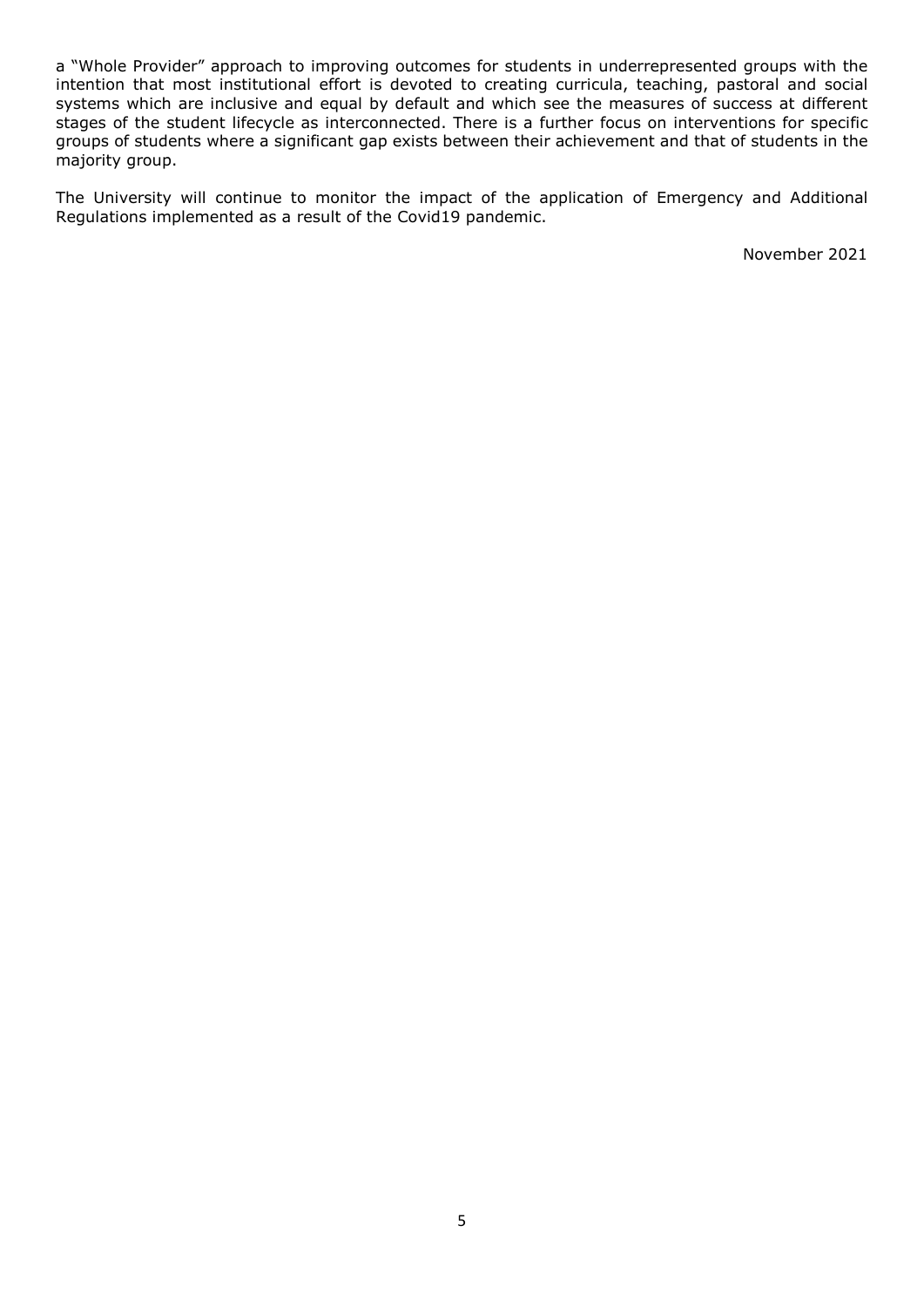a "Whole Provider" approach to improving outcomes for students in underrepresented groups with the intention that most institutional effort is devoted to creating curricula, teaching, pastoral and social systems which are inclusive and equal by default and which see the measures of success at different stages of the student lifecycle as interconnected. There is a further focus on interventions for specific groups of students where a significant gap exists between their achievement and that of students in the majority group.

The University will continue to monitor the impact of the application of Emergency and Additional Regulations implemented as a result of the Covid19 pandemic.

November 2021